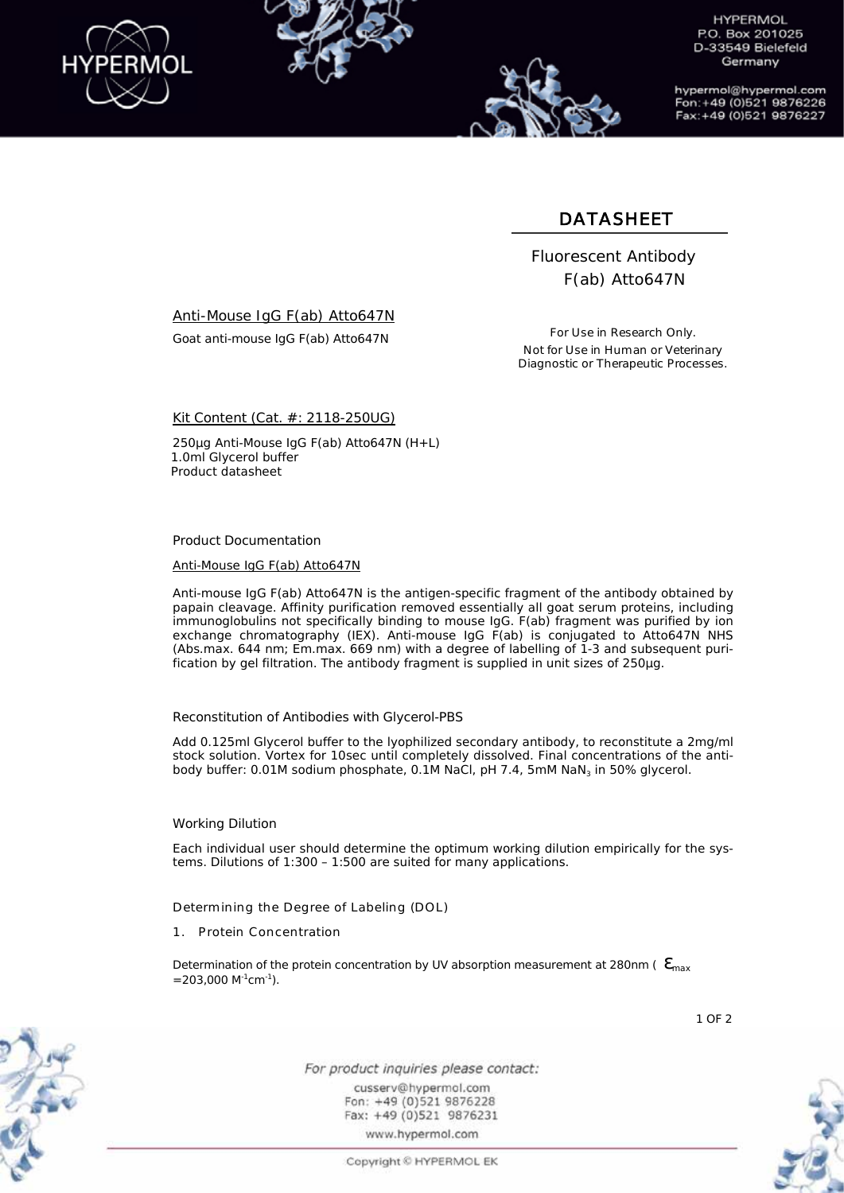# DATASHEET

Fluorescent Antibody
F(ab) Atto647N

## Anti-Mouse IgG F(ab) Atto647N

Goat anti-mouse IgG F(ab) Atto647N

For Use in Research Only.
Not for Use in Human or Veterinary Diagnostic or Therapeutic Processes.

## Kit Content (Cat. #: 2118-250UG)

250µg Anti-Mouse IgG F(ab) Atto647N (H+L)
1.0ml Glycerol buffer
Product datasheet

## Product Documentation

### Anti-Mouse IgG F(ab) Atto647N

Anti-mouse IgG F(ab) Atto647N is the antigen-specific fragment of the antibody obtained by papain cleavage. Affinity purification removed essentially all goat serum proteins, including immunoglobulins not specifically binding to mouse IgG. F(ab) fragment was purified by ion exchange chromatography (IEX). Anti-mouse IgG F(ab) is conjugated to Atto647N NHS (Abs.max. 644 nm; Em.max. 669 nm) with a degree of labelling of 1-3 and subsequent purification by gel filtration. The antibody fragment is supplied in unit sizes of 250µg.

## Reconstitution of Antibodies with Glycerol-PBS

Add 0.125ml Glycerol buffer to the lyophilized secondary antibody, to reconstitute a 2mg/ml stock solution. Vortex for 10sec until completely dissolved. Final concentrations of the antibody buffer: 0.01M sodium phosphate, 0.1M NaCl, pH 7.4, 5mM $NaN_3$ in 50% glycerol.

## Working Dilution

Each individual user should determine the optimum working dilution empirically for the systems. Dilutions of 1:300 – 1:500 are suited for many applications.

## Determining the Degree of Labeling (DOL)

1. Protein Concentration

Determination of the protein concentration by UV absorption measurement at 280nm ( $\varepsilon_{max}$ =203,000 $M^{-1}cm^{-1}$).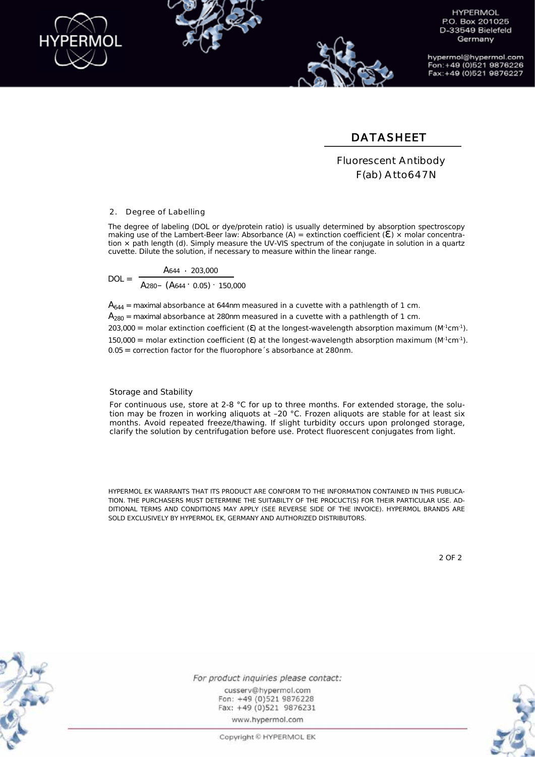HYPERMOL
P.O. Box 201025
D-33549 Bielefeld
Germany

hypermol@hypermol.com
Fon: +49 (0)521 9876226
Fax: +49 (0)521 9876227

# DATASHEET

Fluorescent Antibody
F(ab) Atto647N

## 2. Degree of Labelling

The degree of labeling (DOL or dye/protein ratio) is usually determined by absorption spectroscopy making use of the Lambert-Beer law: Absorbance (A) = extinction coefficient ($\varepsilon$) × molar concentration × path length (d). Simply measure the UV-VIS spectrum of the conjugate in solution in a quartz cuvette. Dilute the solution, if necessary to measure within the linear range.

$$DOL = \frac{A_{644} \cdot 203{,}000}{A_{280} - (A_{644} \cdot 0.05) \cdot 150{,}000}$$

$A_{644}$ = maximal absorbance at 644nm measured in a cuvette with a pathlength of 1 cm.
$A_{280}$ = maximal absorbance at 280nm measured in a cuvette with a pathlength of 1 cm.
203,000 = molar extinction coefficient ($\varepsilon$) at the longest-wavelength absorption maximum ($M^{-1}cm^{-1}$).
150,000 = molar extinction coefficient ($\varepsilon$) at the longest-wavelength absorption maximum ($M^{-1}cm^{-1}$).
0.05 = correction factor for the fluorophore´s absorbance at 280nm.

## Storage and Stability

For continuous use, store at 2-8 °C for up to three months. For extended storage, the solution may be frozen in working aliquots at –20 °C. Frozen aliquots are stable for at least six months. Avoid repeated freeze/thawing. If slight turbidity occurs upon prolonged storage, clarify the solution by centrifugation before use. Protect fluorescent conjugates from light.

HYPERMOL EK WARRANTS THAT ITS PRODUCT ARE CONFORM TO THE INFORMATION CONTAINED IN THIS PUBLICATION. THE PURCHASERS MUST DETERMINE THE SUITABILTY OF THE PROCUCT(S) FOR THEIR PARTICULAR USE. ADDITIONAL TERMS AND CONDITIONS MAY APPLY (SEE REVERSE SIDE OF THE INVOICE). HYPERMOL BRANDS ARE SOLD EXCLUSIVELY BY HYPERMOL EK, GERMANY AND AUTHORIZED DISTRIBUTORS.

*For product inquiries please contact:*

cusserv@hypermol.com
Fon: +49 (0)521 9876228
Fax: +49 (0)521 9876231
www.hypermol.com

Copyright © HYPERMOL EK